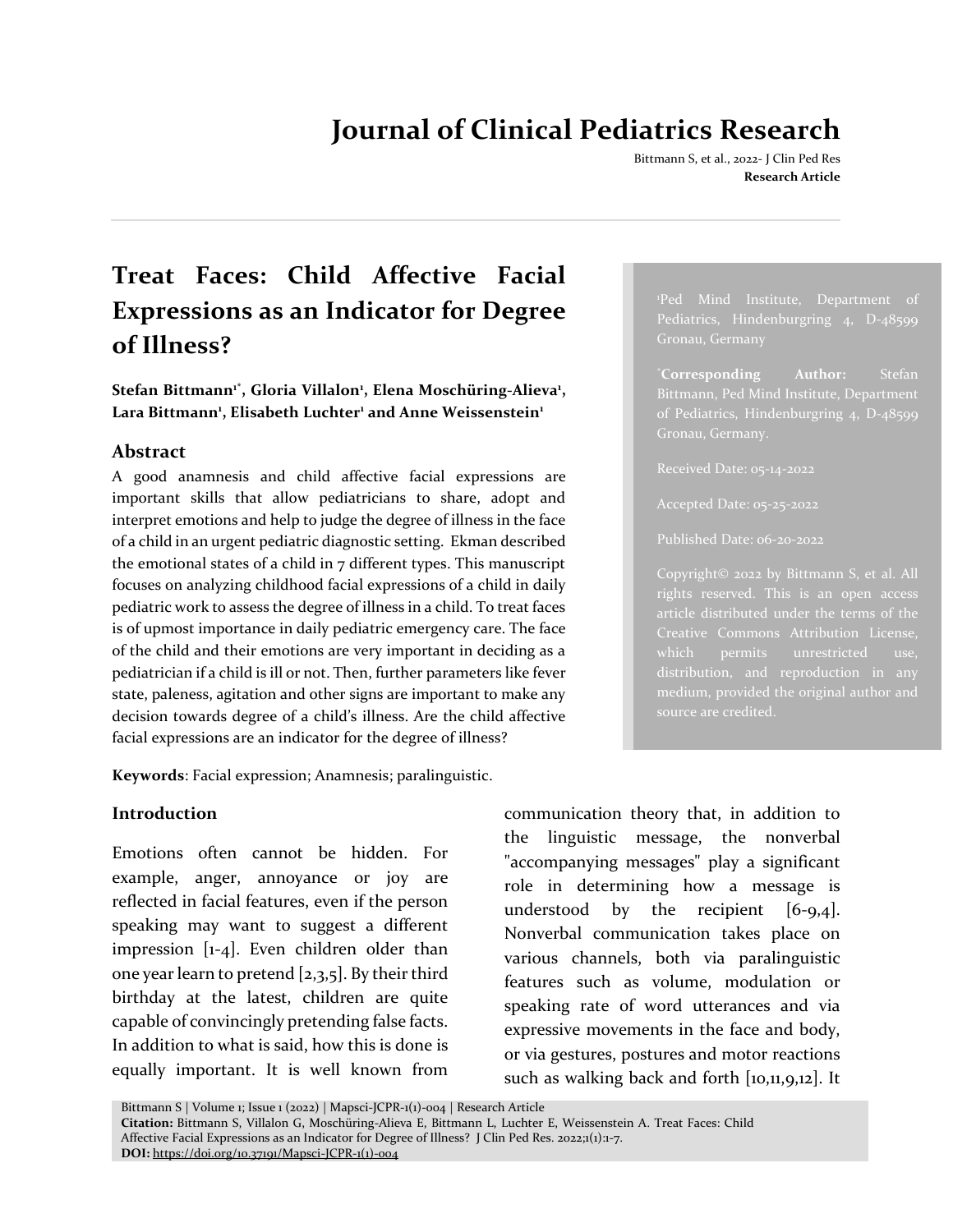# Treat Faces: Child Affective Facial Expressions as an Indicator for Degree of Illness?

**Stefan Bittmann[1*], Gloria Villalon[1], Elena Moschüring-Alieva[1], Lara Bittmann[1], Elisabeth Luchter[1] and Anne Weissenstein[1]**

[1]Ped Mind Institute, Department of Pediatrics, Hindenburgring 4, D-48599 Gronau, Germany

[*]**Corresponding Author:** Stefan Bittmann, Ped Mind Institute, Department of Pediatrics, Hindenburgring 4, D-48599 Gronau, Germany.

Received Date: 05-14-2022

Accepted Date: 05-25-2022

Published Date: 06-20-2022

Copyright© 2022 by Bittmann S, et al. All rights reserved. This is an open access article distributed under the terms of the Creative Commons Attribution License, which permits unrestricted use, distribution, and reproduction in any medium, provided the original author and source are credited.

## Abstract

A good anamnesis and child affective facial expressions are important skills that allow pediatricians to share, adopt and interpret emotions and help to judge the degree of illness in the face of a child in an urgent pediatric diagnostic setting. Ekman described the emotional states of a child in 7 different types. This manuscript focuses on analyzing childhood facial expressions of a child in daily pediatric work to assess the degree of illness in a child. To treat faces is of upmost importance in daily pediatric emergency care. The face of the child and their emotions are very important in deciding as a pediatrician if a child is ill or not. Then, further parameters like fever state, paleness, agitation and other signs are important to make any decision towards degree of a child's illness. Are the child affective facial expressions are an indicator for the degree of illness?

**Keywords**: Facial expression; Anamnesis; paralinguistic.

## Introduction

Emotions often cannot be hidden. For example, anger, annoyance or joy are reflected in facial features, even if the person speaking may want to suggest a different impression [1-4]. Even children older than one year learn to pretend [2,3,5]. By their third birthday at the latest, children are quite capable of convincingly pretending false facts. In addition to what is said, how this is done is equally important. It is well known from communication theory that, in addition to the linguistic message, the nonverbal "accompanying messages" play a significant role in determining how a message is understood by the recipient [6-9,4]. Nonverbal communication takes place on various channels, both via paralinguistic features such as volume, modulation or speaking rate of word utterances and via expressive movements in the face and body, or via gestures, postures and motor reactions such as walking back and forth [10,11,9,12]. It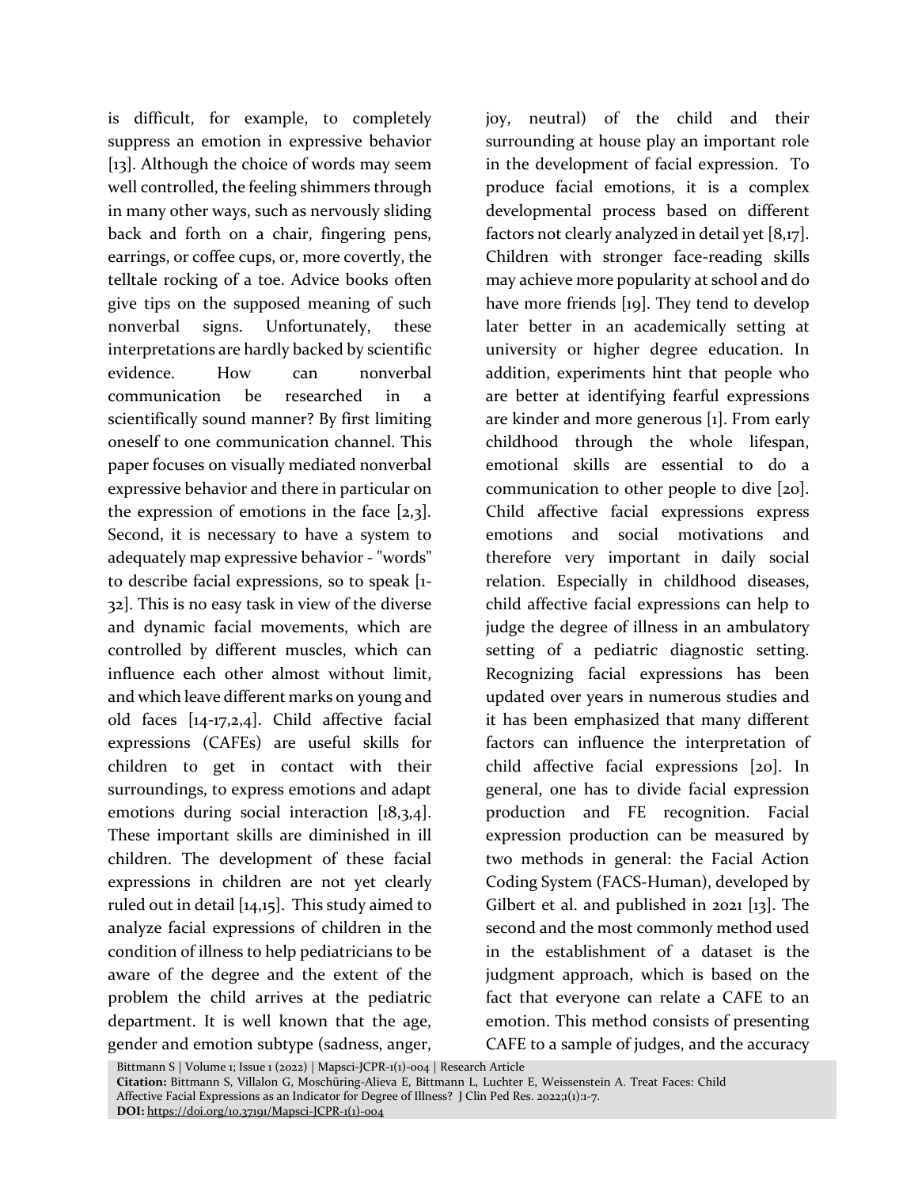is difficult, for example, to completely suppress an emotion in expressive behavior [13]. Although the choice of words may seem well controlled, the feeling shimmers through in many other ways, such as nervously sliding back and forth on a chair, fingering pens, earrings, or coffee cups, or, more covertly, the telltale rocking of a toe. Advice books often give tips on the supposed meaning of such nonverbal signs. Unfortunately, these interpretations are hardly backed by scientific evidence. How can nonverbal communication be researched in a scientifically sound manner? By first limiting oneself to one communication channel. This paper focuses on visually mediated nonverbal expressive behavior and there in particular on the expression of emotions in the face [2,3]. Second, it is necessary to have a system to adequately map expressive behavior - "words" to describe facial expressions, so to speak [1-32]. This is no easy task in view of the diverse and dynamic facial movements, which are controlled by different muscles, which can influence each other almost without limit, and which leave different marks on young and old faces [14-17,2,4]. Child affective facial expressions (CAFEs) are useful skills for children to get in contact with their surroundings, to express emotions and adapt emotions during social interaction [18,3,4]. These important skills are diminished in ill children. The development of these facial expressions in children are not yet clearly ruled out in detail [14,15]. This study aimed to analyze facial expressions of children in the condition of illness to help pediatricians to be aware of the degree and the extent of the problem the child arrives at the pediatric department. It is well known that the age, gender and emotion subtype (sadness, anger, joy, neutral) of the child and their surrounding at house play an important role in the development of facial expression. To produce facial emotions, it is a complex developmental process based on different factors not clearly analyzed in detail yet [8,17]. Children with stronger face-reading skills may achieve more popularity at school and do have more friends [19]. They tend to develop later better in an academically setting at university or higher degree education. In addition, experiments hint that people who are better at identifying fearful expressions are kinder and more generous [1]. From early childhood through the whole lifespan, emotional skills are essential to do a communication to other people to dive [20]. Child affective facial expressions express emotions and social motivations and therefore very important in daily social relation. Especially in childhood diseases, child affective facial expressions can help to judge the degree of illness in an ambulatory setting of a pediatric diagnostic setting. Recognizing facial expressions has been updated over years in numerous studies and it has been emphasized that many different factors can influence the interpretation of child affective facial expressions [20]. In general, one has to divide facial expression production and FE recognition. Facial expression production can be measured by two methods in general: the Facial Action Coding System (FACS-Human), developed by Gilbert et al. and published in 2021 [13]. The second and the most commonly method used in the establishment of a dataset is the judgment approach, which is based on the fact that everyone can relate a CAFE to an emotion. This method consists of presenting CAFE to a sample of judges, and the accuracy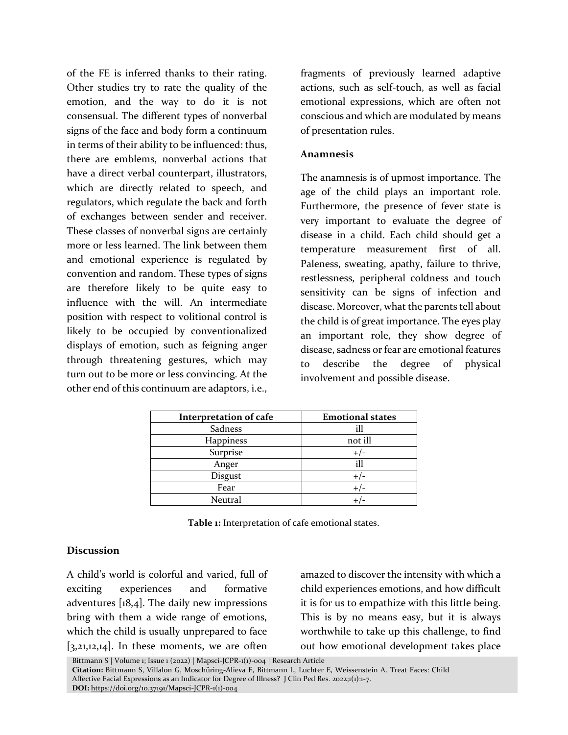of the FE is inferred thanks to their rating. Other studies try to rate the quality of the emotion, and the way to do it is not consensual. The different types of nonverbal signs of the face and body form a continuum in terms of their ability to be influenced: thus, there are emblems, nonverbal actions that have a direct verbal counterpart, illustrators, which are directly related to speech, and regulators, which regulate the back and forth of exchanges between sender and receiver. These classes of nonverbal signs are certainly more or less learned. The link between them and emotional experience is regulated by convention and random. These types of signs are therefore likely to be quite easy to influence with the will. An intermediate position with respect to volitional control is likely to be occupied by conventionalized displays of emotion, such as feigning anger through threatening gestures, which may turn out to be more or less convincing. At the other end of this continuum are adaptors, i.e., fragments of previously learned adaptive actions, such as self-touch, as well as facial emotional expressions, which are often not conscious and which are modulated by means of presentation rules.

**Anamnesis**

The anamnesis is of upmost importance. The age of the child plays an important role. Furthermore, the presence of fever state is very important to evaluate the degree of disease in a child. Each child should get a temperature measurement first of all. Paleness, sweating, apathy, failure to thrive, restlessness, peripheral coldness and touch sensitivity can be signs of infection and disease. Moreover, what the parents tell about the child is of great importance. The eyes play an important role, they show degree of disease, sadness or fear are emotional features to describe the degree of physical involvement and possible disease.

| Interpretation of cafe | Emotional states |
|---|---|
| Sadness | ill |
| Happiness | not ill |
| Surprise | +/- |
| Anger | ill |
| Disgust | +/- |
| Fear | +/- |
| Neutral | +/- |

**Table 1:** Interpretation of cafe emotional states.

## Discussion

A child's world is colorful and varied, full of exciting experiences and formative adventures [18,4]. The daily new impressions bring with them a wide range of emotions, which the child is usually unprepared to face [3,21,12,14]. In these moments, we are often amazed to discover the intensity with which a child experiences emotions, and how difficult it is for us to empathize with this little being. This is by no means easy, but it is always worthwhile to take up this challenge, to find out how emotional development takes place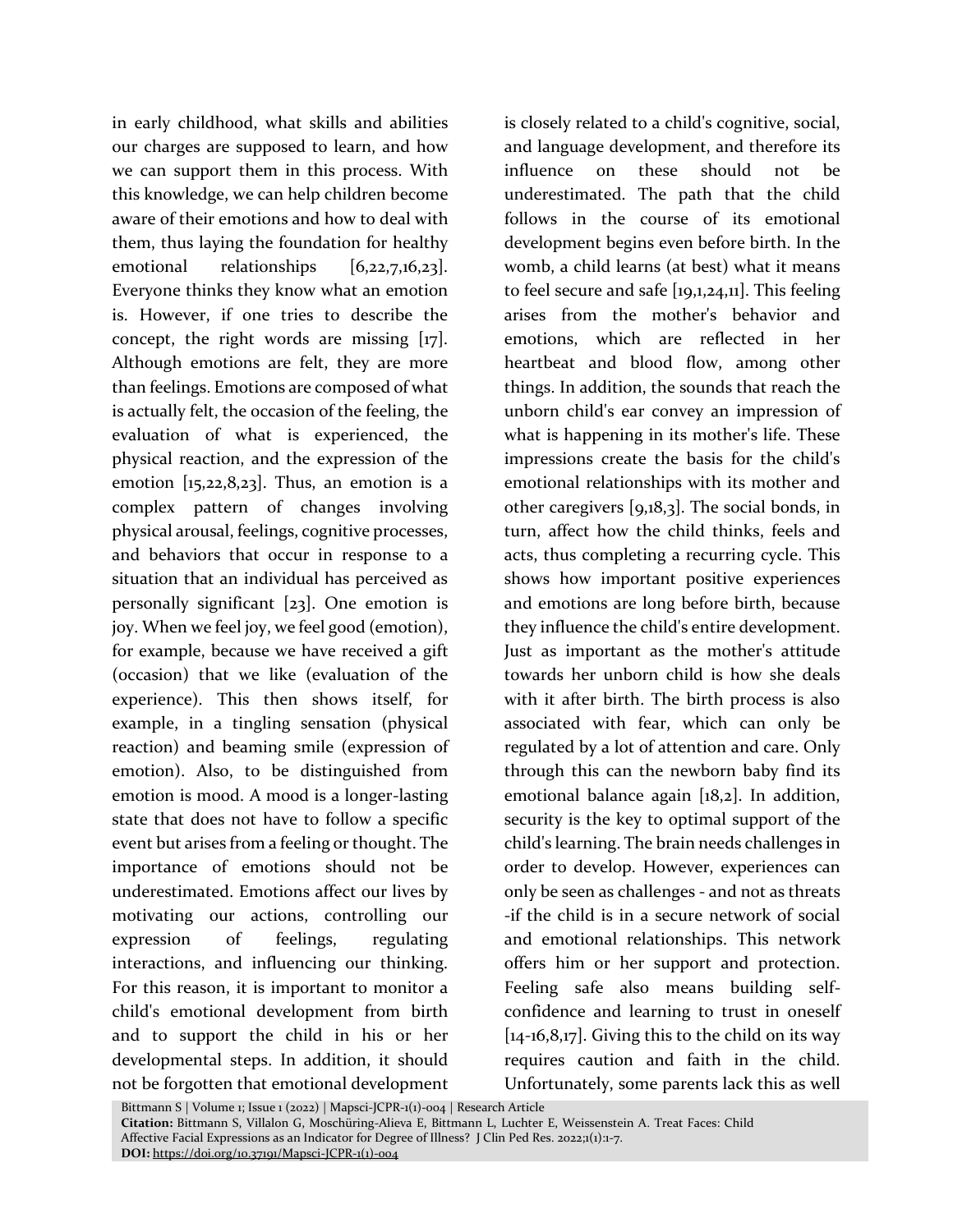in early childhood, what skills and abilities our charges are supposed to learn, and how we can support them in this process. With this knowledge, we can help children become aware of their emotions and how to deal with them, thus laying the foundation for healthy emotional relationships [6,22,7,16,23]. Everyone thinks they know what an emotion is. However, if one tries to describe the concept, the right words are missing [17]. Although emotions are felt, they are more than feelings. Emotions are composed of what is actually felt, the occasion of the feeling, the evaluation of what is experienced, the physical reaction, and the expression of the emotion [15,22,8,23]. Thus, an emotion is a complex pattern of changes involving physical arousal, feelings, cognitive processes, and behaviors that occur in response to a situation that an individual has perceived as personally significant [23]. One emotion is joy. When we feel joy, we feel good (emotion), for example, because we have received a gift (occasion) that we like (evaluation of the experience). This then shows itself, for example, in a tingling sensation (physical reaction) and beaming smile (expression of emotion). Also, to be distinguished from emotion is mood. A mood is a longer-lasting state that does not have to follow a specific event but arises from a feeling or thought. The importance of emotions should not be underestimated. Emotions affect our lives by motivating our actions, controlling our expression of feelings, regulating interactions, and influencing our thinking. For this reason, it is important to monitor a child's emotional development from birth and to support the child in his or her developmental steps. In addition, it should not be forgotten that emotional development is closely related to a child's cognitive, social, and language development, and therefore its influence on these should not be underestimated. The path that the child follows in the course of its emotional development begins even before birth. In the womb, a child learns (at best) what it means to feel secure and safe [19,1,24,11]. This feeling arises from the mother's behavior and emotions, which are reflected in her heartbeat and blood flow, among other things. In addition, the sounds that reach the unborn child's ear convey an impression of what is happening in its mother's life. These impressions create the basis for the child's emotional relationships with its mother and other caregivers [9,18,3]. The social bonds, in turn, affect how the child thinks, feels and acts, thus completing a recurring cycle. This shows how important positive experiences and emotions are long before birth, because they influence the child's entire development. Just as important as the mother's attitude towards her unborn child is how she deals with it after birth. The birth process is also associated with fear, which can only be regulated by a lot of attention and care. Only through this can the newborn baby find its emotional balance again [18,2]. In addition, security is the key to optimal support of the child's learning. The brain needs challenges in order to develop. However, experiences can only be seen as challenges - and not as threats -if the child is in a secure network of social and emotional relationships. This network offers him or her support and protection. Feeling safe also means building self-confidence and learning to trust in oneself [14-16,8,17]. Giving this to the child on its way requires caution and faith in the child. Unfortunately, some parents lack this as well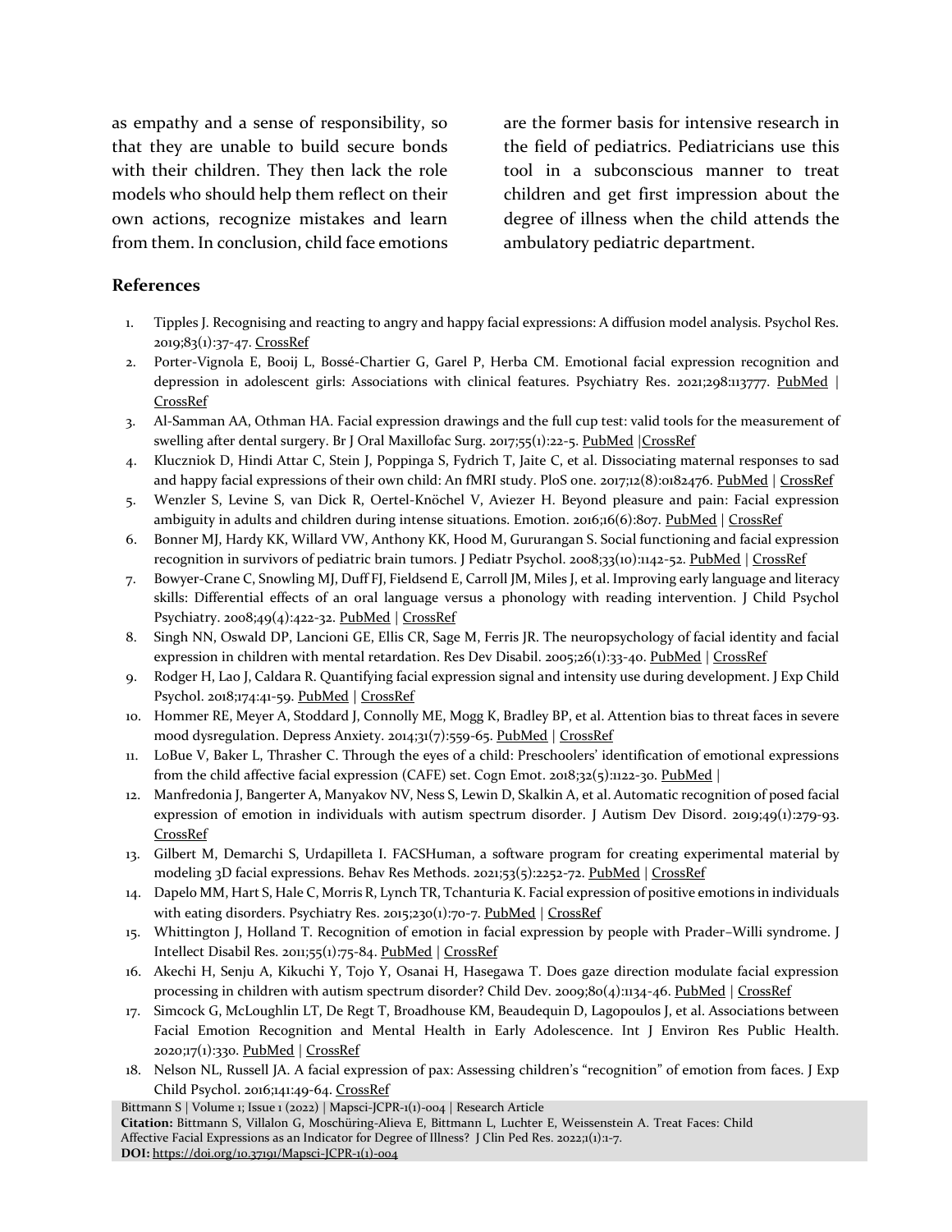as empathy and a sense of responsibility, so that they are unable to build secure bonds with their children. They then lack the role models who should help them reflect on their own actions, recognize mistakes and learn from them. In conclusion, child face emotions are the former basis for intensive research in the field of pediatrics. Pediatricians use this tool in a subconscious manner to treat children and get first impression about the degree of illness when the child attends the ambulatory pediatric department.

## References

1. Tipples J. Recognising and reacting to angry and happy facial expressions: A diffusion model analysis. Psychol Res. 2019;83(1):37-47. CrossRef
2. Porter-Vignola E, Booij L, Bossé-Chartier G, Garel P, Herba CM. Emotional facial expression recognition and depression in adolescent girls: Associations with clinical features. Psychiatry Res. 2021;298:113777. PubMed | CrossRef
3. Al-Samman AA, Othman HA. Facial expression drawings and the full cup test: valid tools for the measurement of swelling after dental surgery. Br J Oral Maxillofac Surg. 2017;55(1):22-5. PubMed |CrossRef
4. Kluczniok D, Hindi Attar C, Stein J, Poppinga S, Fydrich T, Jaite C, et al. Dissociating maternal responses to sad and happy facial expressions of their own child: An fMRI study. PloS one. 2017;12(8):0182476. PubMed | CrossRef
5. Wenzler S, Levine S, van Dick R, Oertel-Knöchel V, Aviezer H. Beyond pleasure and pain: Facial expression ambiguity in adults and children during intense situations. Emotion. 2016;16(6):807. PubMed | CrossRef
6. Bonner MJ, Hardy KK, Willard VW, Anthony KK, Hood M, Gururangan S. Social functioning and facial expression recognition in survivors of pediatric brain tumors. J Pediatr Psychol. 2008;33(10):1142-52. PubMed | CrossRef
7. Bowyer-Crane C, Snowling MJ, Duff FJ, Fieldsend E, Carroll JM, Miles J, et al. Improving early language and literacy skills: Differential effects of an oral language versus a phonology with reading intervention. J Child Psychol Psychiatry. 2008;49(4):422-32. PubMed | CrossRef
8. Singh NN, Oswald DP, Lancioni GE, Ellis CR, Sage M, Ferris JR. The neuropsychology of facial identity and facial expression in children with mental retardation. Res Dev Disabil. 2005;26(1):33-40. PubMed | CrossRef
9. Rodger H, Lao J, Caldara R. Quantifying facial expression signal and intensity use during development. J Exp Child Psychol. 2018;174:41-59. PubMed | CrossRef
10. Hommer RE, Meyer A, Stoddard J, Connolly ME, Mogg K, Bradley BP, et al. Attention bias to threat faces in severe mood dysregulation. Depress Anxiety. 2014;31(7):559-65. PubMed | CrossRef
11. LoBue V, Baker L, Thrasher C. Through the eyes of a child: Preschoolers' identification of emotional expressions from the child affective facial expression (CAFE) set. Cogn Emot. 2018;32(5):1122-30. PubMed |
12. Manfredonia J, Bangerter A, Manyakov NV, Ness S, Lewin D, Skalkin A, et al. Automatic recognition of posed facial expression of emotion in individuals with autism spectrum disorder. J Autism Dev Disord. 2019;49(1):279-93. CrossRef
13. Gilbert M, Demarchi S, Urdapilleta I. FACSHuman, a software program for creating experimental material by modeling 3D facial expressions. Behav Res Methods. 2021;53(5):2252-72. PubMed | CrossRef
14. Dapelo MM, Hart S, Hale C, Morris R, Lynch TR, Tchanturia K. Facial expression of positive emotions in individuals with eating disorders. Psychiatry Res. 2015;230(1):70-7. PubMed | CrossRef
15. Whittington J, Holland T. Recognition of emotion in facial expression by people with Prader–Willi syndrome. J Intellect Disabil Res. 2011;55(1):75-84. PubMed | CrossRef
16. Akechi H, Senju A, Kikuchi Y, Tojo Y, Osanai H, Hasegawa T. Does gaze direction modulate facial expression processing in children with autism spectrum disorder? Child Dev. 2009;80(4):1134-46. PubMed | CrossRef
17. Simcock G, McLoughlin LT, De Regt T, Broadhouse KM, Beaudequin D, Lagopoulos J, et al. Associations between Facial Emotion Recognition and Mental Health in Early Adolescence. Int J Environ Res Public Health. 2020;17(1):330. PubMed | CrossRef
18. Nelson NL, Russell JA. A facial expression of pax: Assessing children's "recognition" of emotion from faces. J Exp Child Psychol. 2016;141:49-64. CrossRef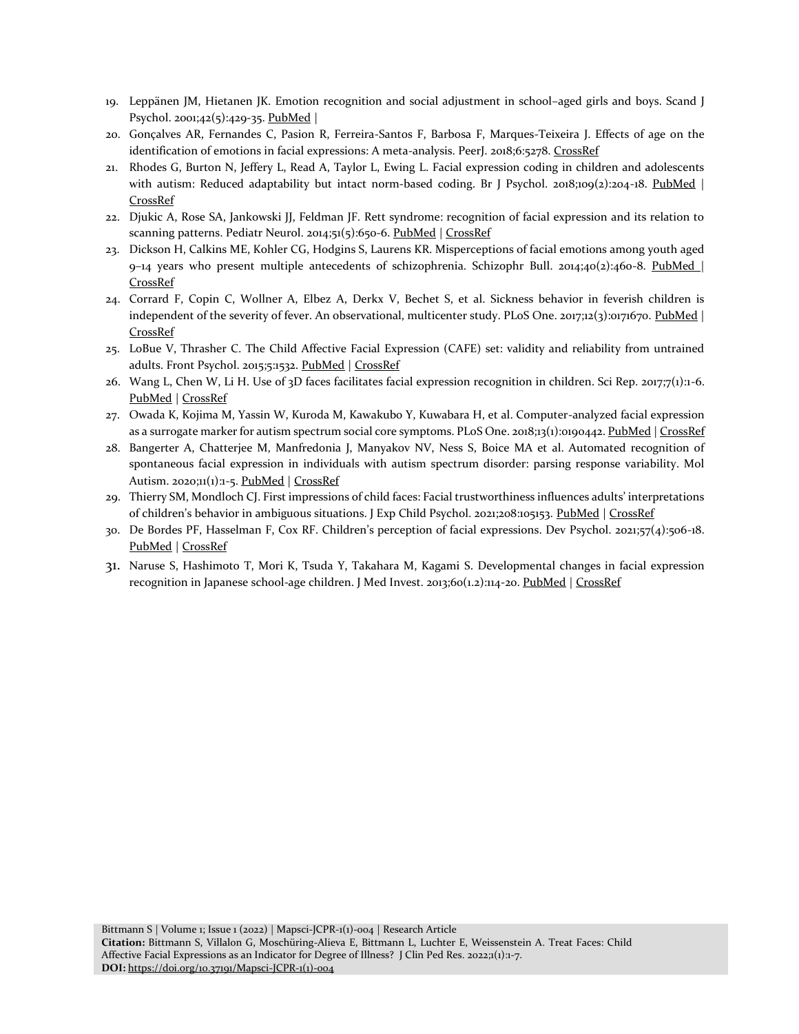19. Leppänen JM, Hietanen JK. Emotion recognition and social adjustment in school–aged girls and boys. Scand J Psychol. 2001;42(5):429-35. PubMed |
20. Gonçalves AR, Fernandes C, Pasion R, Ferreira-Santos F, Barbosa F, Marques-Teixeira J. Effects of age on the identification of emotions in facial expressions: A meta-analysis. PeerJ. 2018;6:5278. CrossRef
21. Rhodes G, Burton N, Jeffery L, Read A, Taylor L, Ewing L. Facial expression coding in children and adolescents with autism: Reduced adaptability but intact norm-based coding. Br J Psychol. 2018;109(2):204-18. PubMed | CrossRef
22. Djukic A, Rose SA, Jankowski JJ, Feldman JF. Rett syndrome: recognition of facial expression and its relation to scanning patterns. Pediatr Neurol. 2014;51(5):650-6. PubMed | CrossRef
23. Dickson H, Calkins ME, Kohler CG, Hodgins S, Laurens KR. Misperceptions of facial emotions among youth aged 9–14 years who present multiple antecedents of schizophrenia. Schizophr Bull. 2014;40(2):460-8. PubMed | CrossRef
24. Corrard F, Copin C, Wollner A, Elbez A, Derkx V, Bechet S, et al. Sickness behavior in feverish children is independent of the severity of fever. An observational, multicenter study. PLoS One. 2017;12(3):0171670. PubMed | CrossRef
25. LoBue V, Thrasher C. The Child Affective Facial Expression (CAFE) set: validity and reliability from untrained adults. Front Psychol. 2015;5:1532. PubMed | CrossRef
26. Wang L, Chen W, Li H. Use of 3D faces facilitates facial expression recognition in children. Sci Rep. 2017;7(1):1-6. PubMed | CrossRef
27. Owada K, Kojima M, Yassin W, Kuroda M, Kawakubo Y, Kuwabara H, et al. Computer-analyzed facial expression as a surrogate marker for autism spectrum social core symptoms. PLoS One. 2018;13(1):0190442. PubMed | CrossRef
28. Bangerter A, Chatterjee M, Manfredonia J, Manyakov NV, Ness S, Boice MA et al. Automated recognition of spontaneous facial expression in individuals with autism spectrum disorder: parsing response variability. Mol Autism. 2020;11(1):1-5. PubMed | CrossRef
29. Thierry SM, Mondloch CJ. First impressions of child faces: Facial trustworthiness influences adults' interpretations of children's behavior in ambiguous situations. J Exp Child Psychol. 2021;208:105153. PubMed | CrossRef
30. De Bordes PF, Hasselman F, Cox RF. Children's perception of facial expressions. Dev Psychol. 2021;57(4):506-18. PubMed | CrossRef
31. Naruse S, Hashimoto T, Mori K, Tsuda Y, Takahara M, Kagami S. Developmental changes in facial expression recognition in Japanese school-age children. J Med Invest. 2013;60(1.2):114-20. PubMed | CrossRef